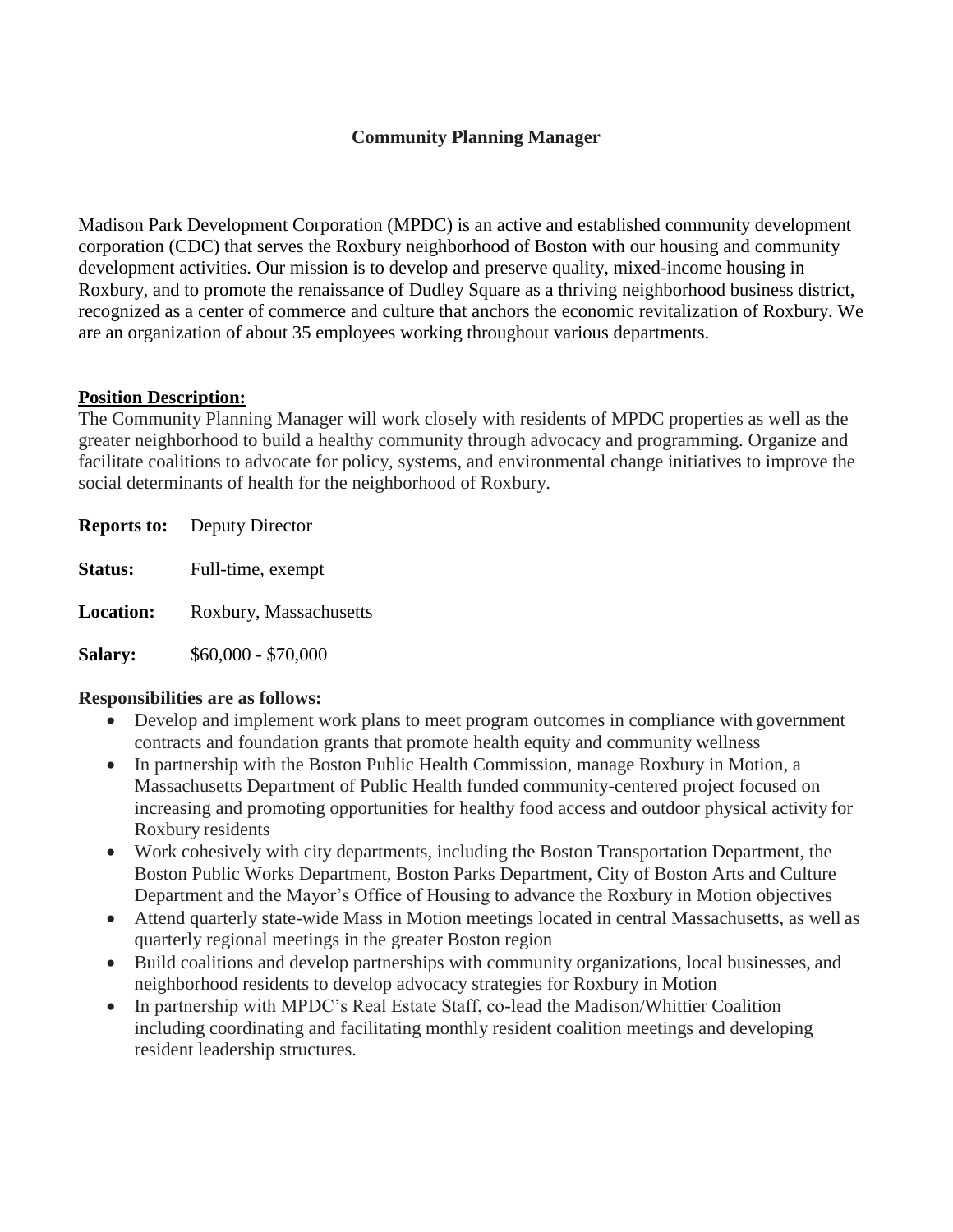# Community Planning Manager

Madison Park Development Corporation (MPDC) is an active and established community development corporation (CDC) that serves the Roxbury neighborhood of Boston with our housing and community development activities. Our mission is to develop and preserve quality, mixed-income housing in Roxbury, and to promote the renaissance of Dudley Square as a thriving neighborhood business district, recognized as a center of commerce and culture that anchors the economic revitalization of Roxbury. We are an organization of about 35 employees working throughout various departments.

## Position Description:

The Community Planning Manager will work closely with residents of MPDC properties as well as the greater neighborhood to build a healthy community through advocacy and programming. Organize and facilitate coalitions to advocate for policy, systems, and environmental change initiatives to improve the social determinants of health for the neighborhood of Roxbury.

**Reports to:** Deputy Director

**Status:** Full-time, exempt

**Location:** Roxbury, Massachusetts

**Salary:** $60,000 - $70,000

**Responsibilities are as follows:**

- Develop and implement work plans to meet program outcomes in compliance with government contracts and foundation grants that promote health equity and community wellness
- In partnership with the Boston Public Health Commission, manage Roxbury in Motion, a Massachusetts Department of Public Health funded community-centered project focused on increasing and promoting opportunities for healthy food access and outdoor physical activity for Roxbury residents
- Work cohesively with city departments, including the Boston Transportation Department, the Boston Public Works Department, Boston Parks Department, City of Boston Arts and Culture Department and the Mayor's Office of Housing to advance the Roxbury in Motion objectives
- Attend quarterly state-wide Mass in Motion meetings located in central Massachusetts, as well as quarterly regional meetings in the greater Boston region
- Build coalitions and develop partnerships with community organizations, local businesses, and neighborhood residents to develop advocacy strategies for Roxbury in Motion
- In partnership with MPDC's Real Estate Staff, co-lead the Madison/Whittier Coalition including coordinating and facilitating monthly resident coalition meetings and developing resident leadership structures.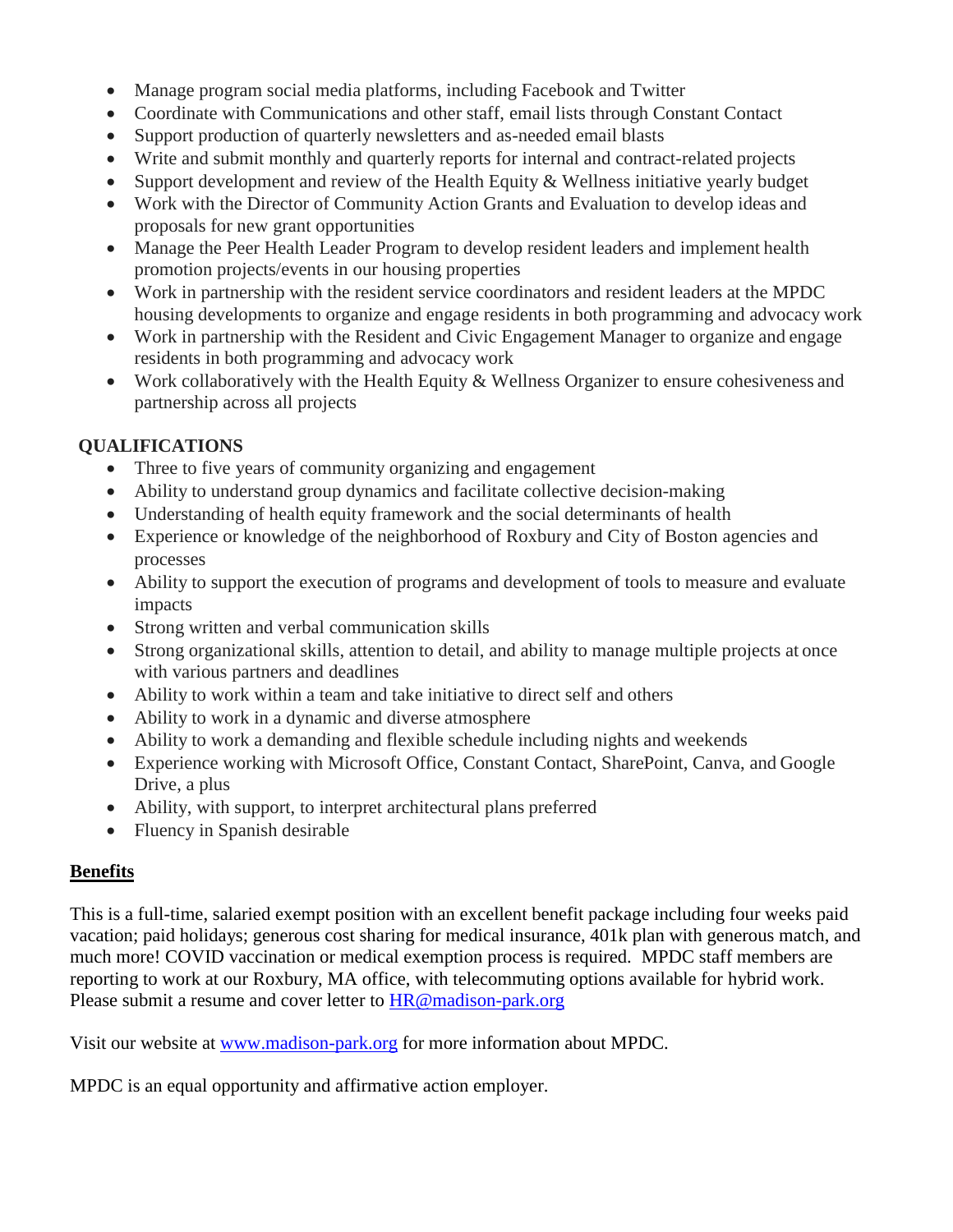- Manage program social media platforms, including Facebook and Twitter
- Coordinate with Communications and other staff, email lists through Constant Contact
- Support production of quarterly newsletters and as-needed email blasts
- Write and submit monthly and quarterly reports for internal and contract-related projects
- Support development and review of the Health Equity & Wellness initiative yearly budget
- Work with the Director of Community Action Grants and Evaluation to develop ideas and proposals for new grant opportunities
- Manage the Peer Health Leader Program to develop resident leaders and implement health promotion projects/events in our housing properties
- Work in partnership with the resident service coordinators and resident leaders at the MPDC housing developments to organize and engage residents in both programming and advocacy work
- Work in partnership with the Resident and Civic Engagement Manager to organize and engage residents in both programming and advocacy work
- Work collaboratively with the Health Equity & Wellness Organizer to ensure cohesiveness and partnership across all projects

**QUALIFICATIONS**

- Three to five years of community organizing and engagement
- Ability to understand group dynamics and facilitate collective decision-making
- Understanding of health equity framework and the social determinants of health
- Experience or knowledge of the neighborhood of Roxbury and City of Boston agencies and processes
- Ability to support the execution of programs and development of tools to measure and evaluate impacts
- Strong written and verbal communication skills
- Strong organizational skills, attention to detail, and ability to manage multiple projects at once with various partners and deadlines
- Ability to work within a team and take initiative to direct self and others
- Ability to work in a dynamic and diverse atmosphere
- Ability to work a demanding and flexible schedule including nights and weekends
- Experience working with Microsoft Office, Constant Contact, SharePoint, Canva, and Google Drive, a plus
- Ability, with support, to interpret architectural plans preferred
- Fluency in Spanish desirable

**Benefits**

This is a full-time, salaried exempt position with an excellent benefit package including four weeks paid vacation; paid holidays; generous cost sharing for medical insurance, 401k plan with generous match, and much more! COVID vaccination or medical exemption process is required. MPDC staff members are reporting to work at our Roxbury, MA office, with telecommuting options available for hybrid work. Please submit a resume and cover letter to HR@madison-park.org

Visit our website at www.madison-park.org for more information about MPDC.

MPDC is an equal opportunity and affirmative action employer.